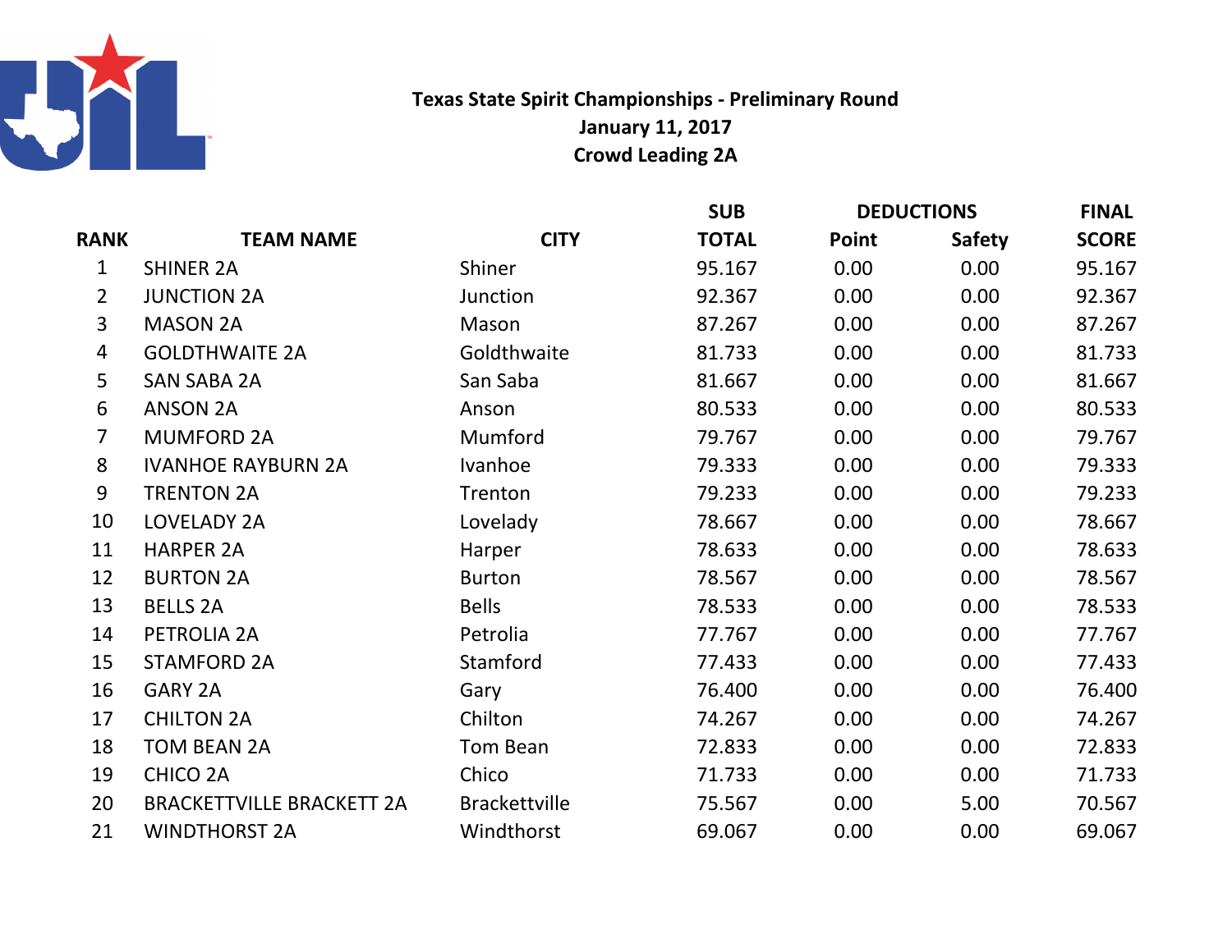**Texas State Spirit Championships - Preliminary Round**
**January 11, 2017**
**Crowd Leading 2A**

| RANK | TEAM NAME | CITY | SUB TOTAL | DEDUCTIONS Point | DEDUCTIONS Safety | FINAL SCORE |
|---|---|---|---|---|---|---|
| 1 | SHINER 2A | Shiner | 95.167 | 0.00 | 0.00 | 95.167 |
| 2 | JUNCTION 2A | Junction | 92.367 | 0.00 | 0.00 | 92.367 |
| 3 | MASON 2A | Mason | 87.267 | 0.00 | 0.00 | 87.267 |
| 4 | GOLDTHWAITE 2A | Goldthwaite | 81.733 | 0.00 | 0.00 | 81.733 |
| 5 | SAN SABA 2A | San Saba | 81.667 | 0.00 | 0.00 | 81.667 |
| 6 | ANSON 2A | Anson | 80.533 | 0.00 | 0.00 | 80.533 |
| 7 | MUMFORD 2A | Mumford | 79.767 | 0.00 | 0.00 | 79.767 |
| 8 | IVANHOE RAYBURN 2A | Ivanhoe | 79.333 | 0.00 | 0.00 | 79.333 |
| 9 | TRENTON 2A | Trenton | 79.233 | 0.00 | 0.00 | 79.233 |
| 10 | LOVELADY 2A | Lovelady | 78.667 | 0.00 | 0.00 | 78.667 |
| 11 | HARPER 2A | Harper | 78.633 | 0.00 | 0.00 | 78.633 |
| 12 | BURTON 2A | Burton | 78.567 | 0.00 | 0.00 | 78.567 |
| 13 | BELLS 2A | Bells | 78.533 | 0.00 | 0.00 | 78.533 |
| 14 | PETROLIA 2A | Petrolia | 77.767 | 0.00 | 0.00 | 77.767 |
| 15 | STAMFORD 2A | Stamford | 77.433 | 0.00 | 0.00 | 77.433 |
| 16 | GARY 2A | Gary | 76.400 | 0.00 | 0.00 | 76.400 |
| 17 | CHILTON 2A | Chilton | 74.267 | 0.00 | 0.00 | 74.267 |
| 18 | TOM BEAN 2A | Tom Bean | 72.833 | 0.00 | 0.00 | 72.833 |
| 19 | CHICO 2A | Chico | 71.733 | 0.00 | 0.00 | 71.733 |
| 20 | BRACKETTVILLE BRACKETT 2A | Brackettville | 75.567 | 0.00 | 5.00 | 70.567 |
| 21 | WINDTHORST 2A | Windthorst | 69.067 | 0.00 | 0.00 | 69.067 |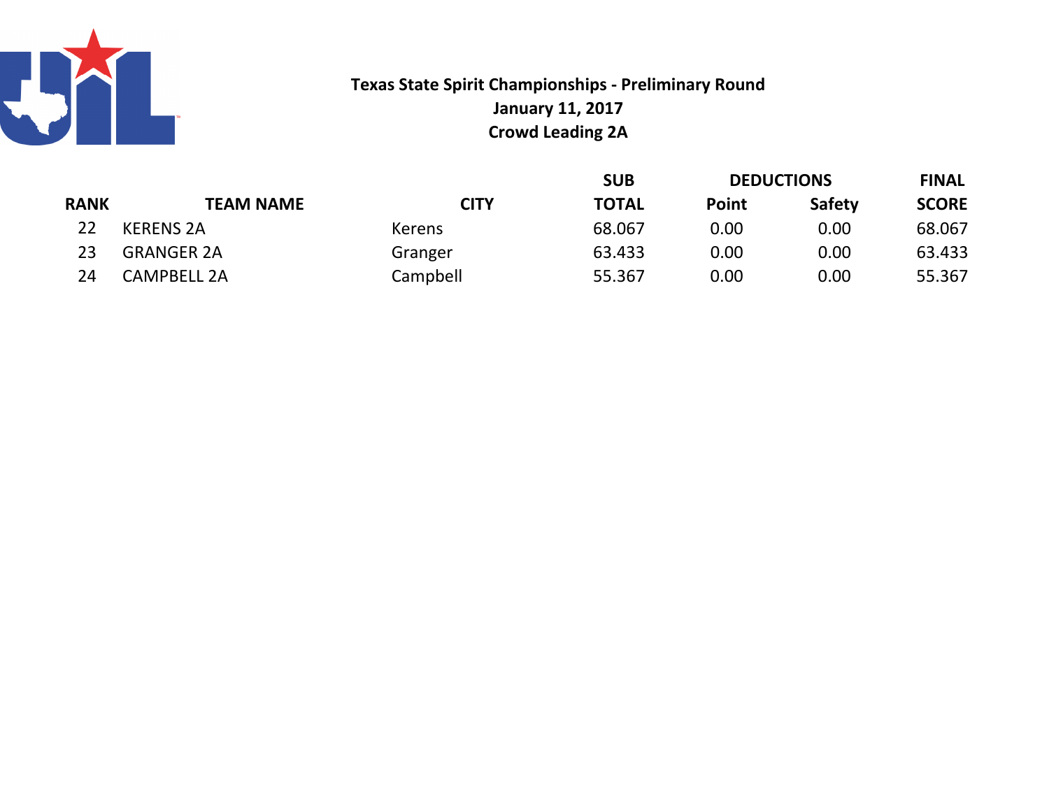**Texas State Spirit Championships - Preliminary Round**
**January 11, 2017**
**Crowd Leading 2A**

| | | | SUB | DEDUCTIONS | | FINAL |
|---|---|---|---|---|---|---|
| RANK | TEAM NAME | CITY | TOTAL | Point | Safety | SCORE |
| 22 | KERENS 2A | Kerens | 68.067 | 0.00 | 0.00 | 68.067 |
| 23 | GRANGER 2A | Granger | 63.433 | 0.00 | 0.00 | 63.433 |
| 24 | CAMPBELL 2A | Campbell | 55.367 | 0.00 | 0.00 | 55.367 |